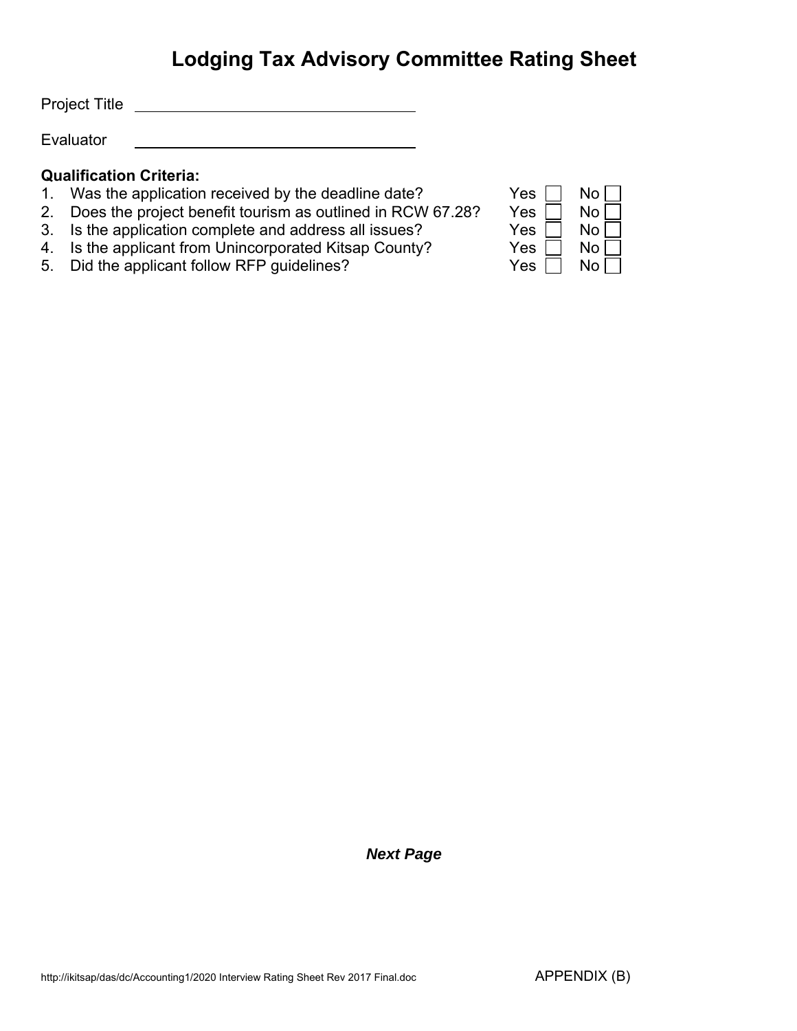# Lodging Tax Advisory Committee Rating Sheet

Project Title \_\_\_\_\_\_\_\_\_\_\_\_\_\_\_\_\_\_\_\_\_\_\_\_\_\_\_\_\_\_\_\_\_\_

Evaluator \_\_\_\_\_\_\_\_\_\_\_\_\_\_\_\_\_\_\_\_\_\_\_\_\_\_\_\_\_\_\_\_\_\_

**Qualification Criteria:**

| | | | |
|---|---|---|---|
| 1. | Was the application received by the deadline date? | Yes ☐ | No ☐ |
| 2. | Does the project benefit tourism as outlined in RCW 67.28? | Yes ☐ | No ☐ |
| 3. | Is the application complete and address all issues? | Yes ☐ | No ☐ |
| 4. | Is the applicant from Unincorporated Kitsap County? | Yes ☐ | No ☐ |
| 5. | Did the applicant follow RFP guidelines? | Yes ☐ | No ☐ |

***Next Page***

http://ikitsap/das/dc/Accounting1/2020 Interview Rating Sheet Rev 2017 Final.doc

APPENDIX (B)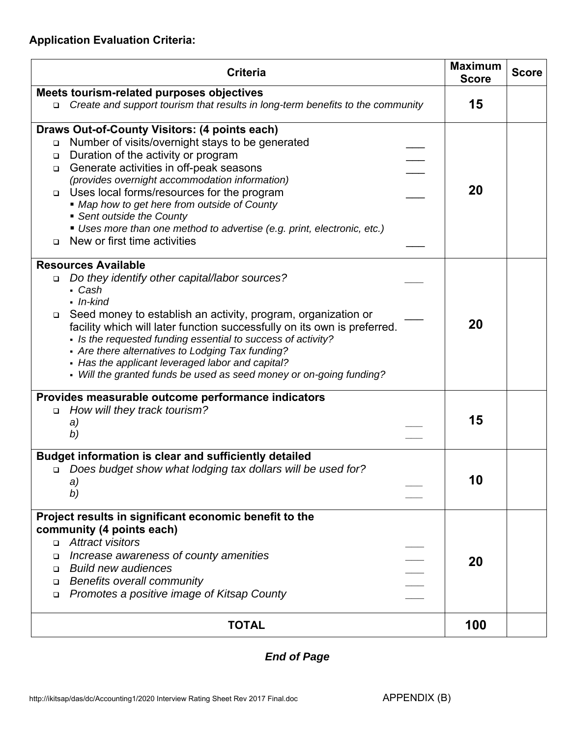**Application Evaluation Criteria:**

| Criteria | Maximum Score | Score |
|---|---|---|
| **Meets tourism-related purposes objectives**<br>❑ *Create and support tourism that results in long-term benefits to the community* | **15** | |
| **Draws Out-of-County Visitors: (4 points each)**<br>❑ Number of visits/overnight stays to be generated \_\_\_<br>❑ Duration of the activity or program \_\_\_<br>❑ Generate activities in off-peak seasons \_\_\_<br>*(provides overnight accommodation information)*<br>❑ Uses local forms/resources for the program \_\_\_<br>▪ *Map how to get here from outside of County*<br>▪ *Sent outside the County*<br>▪ *Uses more than one method to advertise (e.g. print, electronic, etc.)*<br>❑ New or first time activities \_\_\_ | **20** | |
| **Resources Available**<br>❑ *Do they identify other capital/labor sources?* \_\_\_<br>▪ *Cash*<br>▪ *In-kind*<br>❑ Seed money to establish an activity, program, organization or facility which will later function successfully on its own is preferred. \_\_\_<br>▪ *Is the requested funding essential to success of activity?*<br>▪ *Are there alternatives to Lodging Tax funding?*<br>▪ *Has the applicant leveraged labor and capital?*<br>▪ *Will the granted funds be used as seed money or on-going funding?* | **20** | |
| **Provides measurable outcome performance indicators**<br>❑ *How will they track tourism?*<br>*a)* \_\_\_<br>*b)* \_\_\_ | **15** | |
| **Budget information is clear and sufficiently detailed**<br>❑ *Does budget show what lodging tax dollars will be used for?*<br>*a)* \_\_\_<br>*b)* \_\_\_ | **10** | |
| **Project results in significant economic benefit to the community (4 points each)**<br>❑ *Attract visitors* \_\_\_<br>❑ *Increase awareness of county amenities* \_\_\_<br>❑ *Build new audiences* \_\_\_<br>❑ *Benefits overall community* \_\_\_<br>❑ *Promotes a positive image of Kitsap County* \_\_\_ | **20** | |
| **TOTAL** | **100** | |

***End of Page***

http://ikitsap/das/dc/Accounting1/2020 Interview Rating Sheet Rev 2017 Final.doc APPENDIX (B)